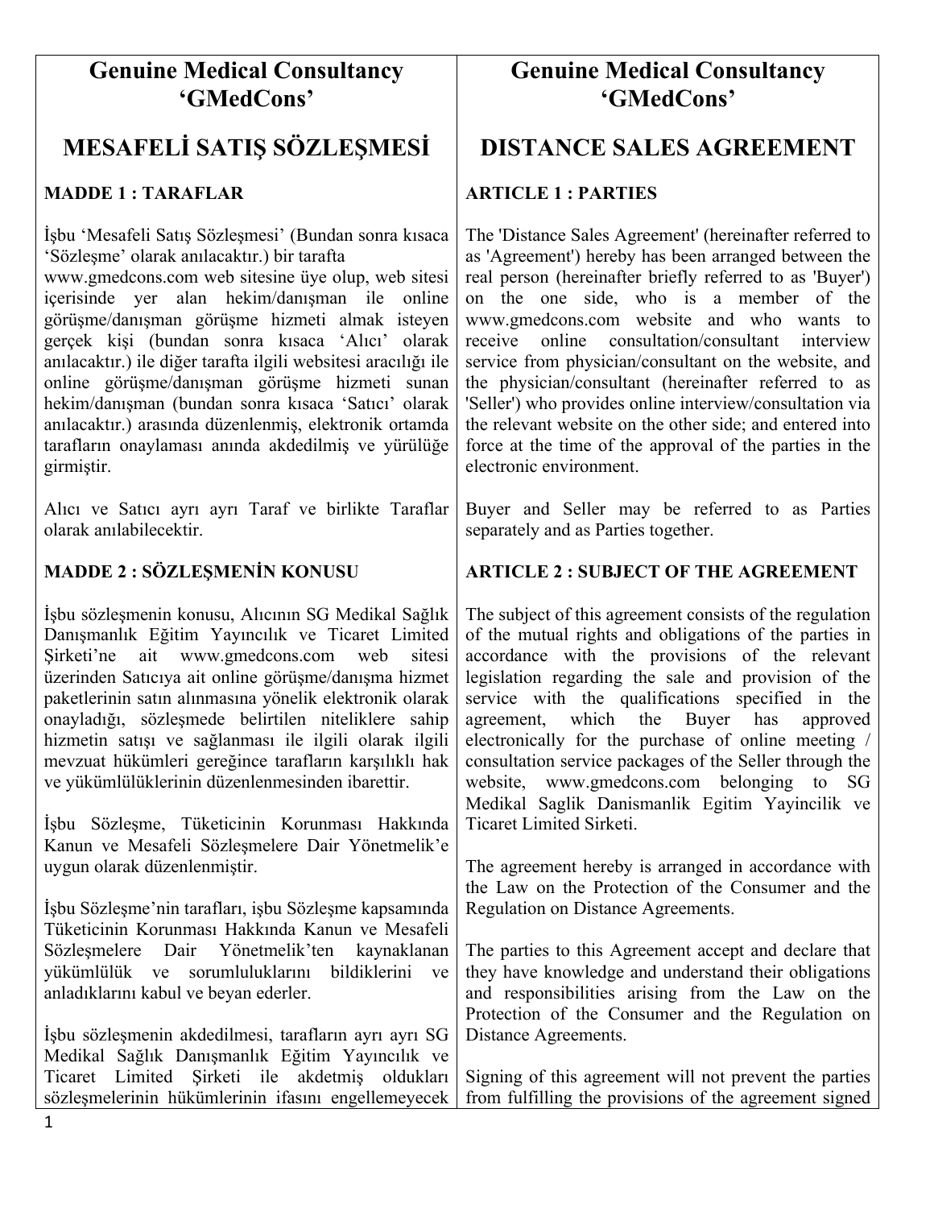# Genuine Medical Consultancy 'GMedCons'

## MESAFELİ SATIŞ SÖZLEŞMESİ

### MADDE 1 : TARAFLAR

İşbu 'Mesafeli Satış Sözleşmesi' (Bundan sonra kısaca 'Sözleşme' olarak anılacaktır.) bir tarafta www.gmedcons.com web sitesine üye olup, web sitesi içerisinde yer alan hekim/danışman ile online görüşme/danışman görüşme hizmeti almak isteyen gerçek kişi (bundan sonra kısaca 'Alıcı' olarak anılacaktır.) ile diğer tarafta ilgili websitesi aracılığı ile online görüşme/danışman görüşme hizmeti sunan hekim/danışman (bundan sonra kısaca 'Satıcı' olarak anılacaktır.) arasında düzenlenmiş, elektronik ortamda tarafların onaylaması anında akdedilmiş ve yürülüğe girmiştir.

Alıcı ve Satıcı ayrı ayrı Taraf ve birlikte Taraflar olarak anılabilecektir.

### MADDE 2 : SÖZLEŞMENİN KONUSU

İşbu sözleşmenin konusu, Alıcının SG Medikal Sağlık Danışmanlık Eğitim Yayıncılık ve Ticaret Limited Şirketi'ne ait www.gmedcons.com web sitesi üzerinden Satıcıya ait online görüşme/danışma hizmet paketlerinin satın alınmasına yönelik elektronik olarak onayladığı, sözleşmede belirtilen niteliklere sahip hizmetin satışı ve sağlanması ile ilgili olarak ilgili mevzuat hükümleri gereğince tarafların karşılıklı hak ve yükümlülüklerinin düzenlenmesinden ibarettir.

İşbu Sözleşme, Tüketicinin Korunması Hakkında Kanun ve Mesafeli Sözleşmelere Dair Yönetmelik'e uygun olarak düzenlenmiştir.

İşbu Sözleşme'nin tarafları, işbu Sözleşme kapsamında Tüketicinin Korunması Hakkında Kanun ve Mesafeli Sözleşmelere Dair Yönetmelik'ten kaynaklanan yükümlülük ve sorumluluklarını bildiklerini ve anladıklarını kabul ve beyan ederler.

İşbu sözleşmenin akdedilmesi, tarafların ayrı ayrı SG Medikal Sağlık Danışmanlık Eğitim Yayıncılık ve Ticaret Limited Şirketi ile akdetmiş oldukları sözleşmelerinin hükümlerinin ifasını engellemeyecek

# Genuine Medical Consultancy 'GMedCons'

## DISTANCE SALES AGREEMENT

### ARTICLE 1 : PARTIES

The 'Distance Sales Agreement' (hereinafter referred to as 'Agreement') hereby has been arranged between the real person (hereinafter briefly referred to as 'Buyer') on the one side, who is a member of the www.gmedcons.com website and who wants to receive online consultation/consultant interview service from physician/consultant on the website, and the physician/consultant (hereinafter referred to as 'Seller') who provides online interview/consultation via the relevant website on the other side; and entered into force at the time of the approval of the parties in the electronic environment.

Buyer and Seller may be referred to as Parties separately and as Parties together.

### ARTICLE 2 : SUBJECT OF THE AGREEMENT

The subject of this agreement consists of the regulation of the mutual rights and obligations of the parties in accordance with the provisions of the relevant legislation regarding the sale and provision of the service with the qualifications specified in the agreement, which the Buyer has approved electronically for the purchase of online meeting / consultation service packages of the Seller through the website, www.gmedcons.com belonging to SG Medikal Saglik Danismanlik Egitim Yayincilik ve Ticaret Limited Sirketi.

The agreement hereby is arranged in accordance with the Law on the Protection of the Consumer and the Regulation on Distance Agreements.

The parties to this Agreement accept and declare that they have knowledge and understand their obligations and responsibilities arising from the Law on the Protection of the Consumer and the Regulation on Distance Agreements.

Signing of this agreement will not prevent the parties from fulfilling the provisions of the agreement signed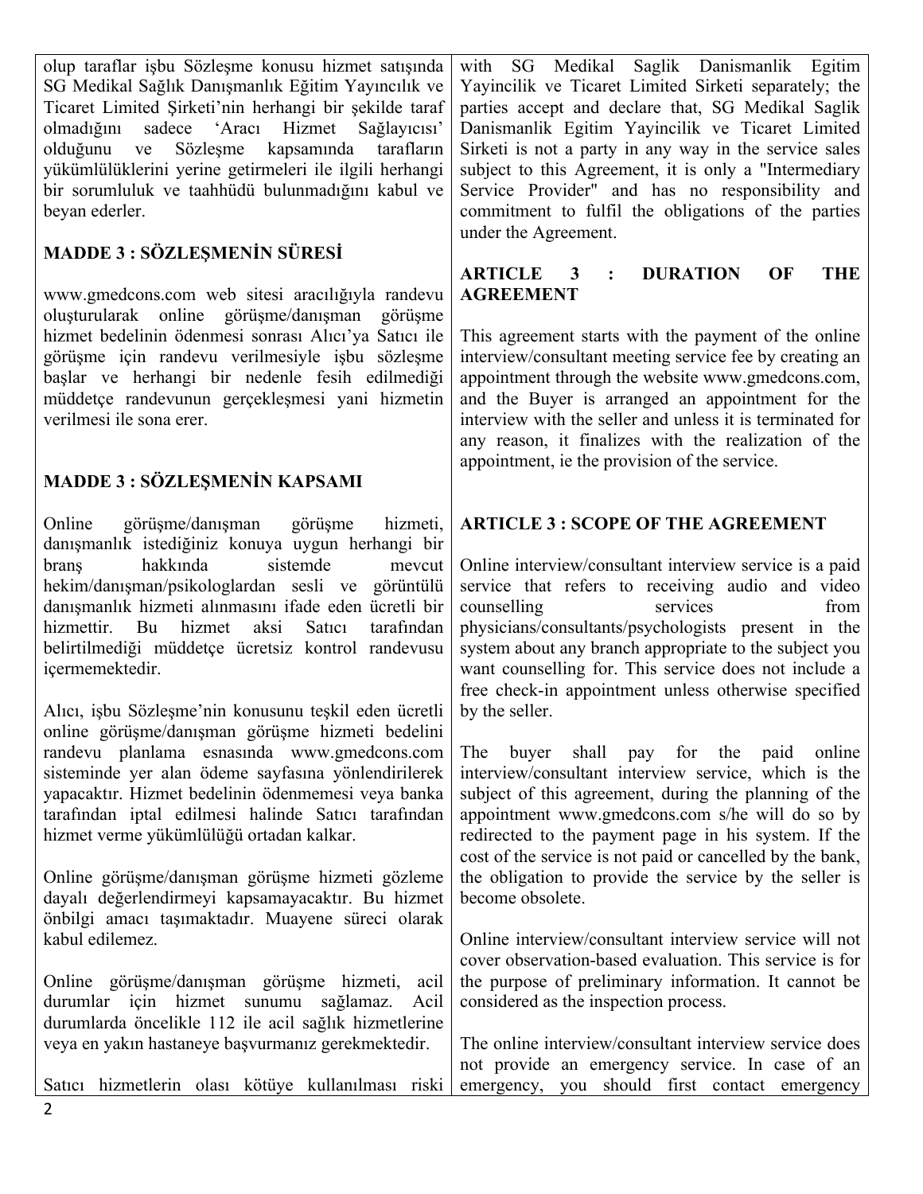olup taraflar işbu Sözleşme konusu hizmet satışında SG Medikal Sağlık Danışmanlık Eğitim Yayıncılık ve Ticaret Limited Şirketi'nin herhangi bir şekilde taraf olmadığını sadece 'Aracı Hizmet Sağlayıcısı' olduğunu ve Sözleşme kapsamında tarafların yükümlülüklerini yerine getirmeleri ile ilgili herhangi bir sorumluluk ve taahhüdü bulunmadığını kabul ve beyan ederler.

## MADDE 3 : SÖZLEŞMENİN SÜRESİ

www.gmedcons.com web sitesi aracılığıyla randevu oluşturularak online görüşme/danışman görüşme hizmet bedelinin ödenmesi sonrası Alıcı'ya Satıcı ile görüşme için randevu verilmesiyle işbu sözleşme başlar ve herhangi bir nedenle fesih edilmediği müddetçe randevunun gerçekleşmesi yani hizmetin verilmesi ile sona erer.

## MADDE 3 : SÖZLEŞMENİN KAPSAMI

Online görüşme/danışman görüşme hizmeti, danışmanlık istediğiniz konuya uygun herhangi bir branş hakkında sistemde mevcut hekim/danışman/psikologlardan sesli ve görüntülü danışmanlık hizmeti alınmasını ifade eden ücretli bir hizmettir. Bu hizmet aksi Satıcı tarafından belirtilmediği müddetçe ücretsiz kontrol randevusu içermemektedir.

Alıcı, işbu Sözleşme'nin konusunu teşkil eden ücretli online görüşme/danışman görüşme hizmeti bedelini randevu planlama esnasında www.gmedcons.com sisteminde yer alan ödeme sayfasına yönlendirilerek yapacaktır. Hizmet bedelinin ödenmemesi veya banka tarafından iptal edilmesi halinde Satıcı tarafından hizmet verme yükümlülüğü ortadan kalkar.

Online görüşme/danışman görüşme hizmeti gözleme dayalı değerlendirmeyi kapsamayacaktır. Bu hizmet önbilgi amacı taşımaktadır. Muayene süreci olarak kabul edilemez.

Online görüşme/danışman görüşme hizmeti, acil durumlar için hizmet sunumu sağlamaz. Acil durumlarda öncelikle 112 ile acil sağlık hizmetlerine veya en yakın hastaneye başvurmanız gerekmektedir.

Satıcı hizmetlerin olası kötüye kullanılması riski

with SG Medikal Saglik Danismanlik Egitim Yayincilik ve Ticaret Limited Sirketi separately; the parties accept and declare that, SG Medikal Saglik Danismanlik Egitim Yayincilik ve Ticaret Limited Sirketi is not a party in any way in the service sales subject to this Agreement, it is only a "Intermediary Service Provider" and has no responsibility and commitment to fulfil the obligations of the parties under the Agreement.

## ARTICLE 3 : DURATION OF THE AGREEMENT

This agreement starts with the payment of the online interview/consultant meeting service fee by creating an appointment through the website www.gmedcons.com, and the Buyer is arranged an appointment for the interview with the seller and unless it is terminated for any reason, it finalizes with the realization of the appointment, ie the provision of the service.

## ARTICLE 3 : SCOPE OF THE AGREEMENT

Online interview/consultant interview service is a paid service that refers to receiving audio and video counselling services from physicians/consultants/psychologists present in the system about any branch appropriate to the subject you want counselling for. This service does not include a free check-in appointment unless otherwise specified by the seller.

The buyer shall pay for the paid online interview/consultant interview service, which is the subject of this agreement, during the planning of the appointment www.gmedcons.com s/he will do so by redirected to the payment page in his system. If the cost of the service is not paid or cancelled by the bank, the obligation to provide the service by the seller is become obsolete.

Online interview/consultant interview service will not cover observation-based evaluation. This service is for the purpose of preliminary information. It cannot be considered as the inspection process.

The online interview/consultant interview service does not provide an emergency service. In case of an emergency, you should first contact emergency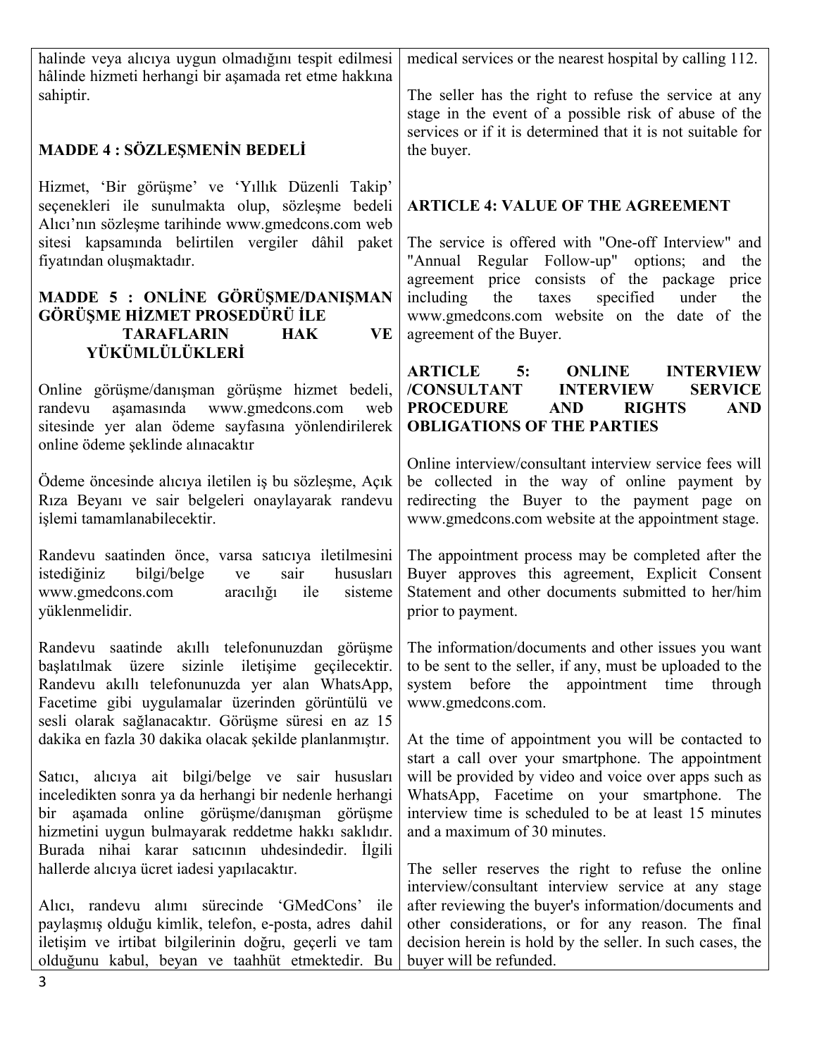halinde veya alıcıya uygun olmadığını tespit edilmesi hâlinde hizmeti herhangi bir aşamada ret etme hakkına sahiptir.

**MADDE 4 : SÖZLEŞMENİN BEDELİ**

Hizmet, 'Bir görüşme' ve 'Yıllık Düzenli Takip' seçenekleri ile sunulmakta olup, sözleşme bedeli Alıcı'nın sözleşme tarihinde www.gmedcons.com web sitesi kapsamında belirtilen vergiler dâhil paket fiyatından oluşmaktadır.

**MADDE 5 : ONLİNE GÖRÜŞME/DANIŞMAN GÖRÜŞME HİZMET PROSEDÜRÜ İLE TARAFLARIN HAK VE YÜKÜMLÜLÜKLERİ**

Online görüşme/danışman görüşme hizmet bedeli, randevu aşamasında www.gmedcons.com web sitesinde yer alan ödeme sayfasına yönlendirilerek online ödeme şeklinde alınacaktır

Ödeme öncesinde alıcıya iletilen iş bu sözleşme, Açık Rıza Beyanı ve sair belgeleri onaylayarak randevu işlemi tamamlanabilecektir.

Randevu saatinden önce, varsa satıcıya iletilmesini istediğiniz bilgi/belge ve sair hususları www.gmedcons.com aracılığı ile sisteme yüklenmelidir.

Randevu saatinde akıllı telefonunuzdan görüşme başlatılmak üzere sizinle iletişime geçilecektir. Randevu akıllı telefonunuzda yer alan WhatsApp, Facetime gibi uygulamalar üzerinden görüntülü ve sesli olarak sağlanacaktır. Görüşme süresi en az 15 dakika en fazla 30 dakika olacak şekilde planlanmıştır.

Satıcı, alıcıya ait bilgi/belge ve sair hususları inceledikten sonra ya da herhangi bir nedenle herhangi bir aşamada online görüşme/danışman görüşme hizmetini uygun bulmayarak reddetme hakkı saklıdır. Burada nihai karar satıcının uhdesindedir. İlgili hallerde alıcıya ücret iadesi yapılacaktır.

Alıcı, randevu alımı sürecinde 'GMedCons' ile paylaşmış olduğu kimlik, telefon, e-posta, adres dahil iletişim ve irtibat bilgilerinin doğru, geçerli ve tam olduğunu kabul, beyan ve taahhüt etmektedir. Bu

medical services or the nearest hospital by calling 112.

The seller has the right to refuse the service at any stage in the event of a possible risk of abuse of the services or if it is determined that it is not suitable for the buyer.

**ARTICLE 4: VALUE OF THE AGREEMENT**

The service is offered with "One-off Interview" and "Annual Regular Follow-up" options; and the agreement price consists of the package price including the taxes specified under the www.gmedcons.com website on the date of the agreement of the Buyer.

**ARTICLE 5: ONLINE INTERVIEW /CONSULTANT INTERVIEW SERVICE PROCEDURE AND RIGHTS AND OBLIGATIONS OF THE PARTIES**

Online interview/consultant interview service fees will be collected in the way of online payment by redirecting the Buyer to the payment page on www.gmedcons.com website at the appointment stage.

The appointment process may be completed after the Buyer approves this agreement, Explicit Consent Statement and other documents submitted to her/him prior to payment.

The information/documents and other issues you want to be sent to the seller, if any, must be uploaded to the system before the appointment time through www.gmedcons.com.

At the time of appointment you will be contacted to start a call over your smartphone. The appointment will be provided by video and voice over apps such as WhatsApp, Facetime on your smartphone. The interview time is scheduled to be at least 15 minutes and a maximum of 30 minutes.

The seller reserves the right to refuse the online interview/consultant interview service at any stage after reviewing the buyer's information/documents and other considerations, or for any reason. The final decision herein is hold by the seller. In such cases, the buyer will be refunded.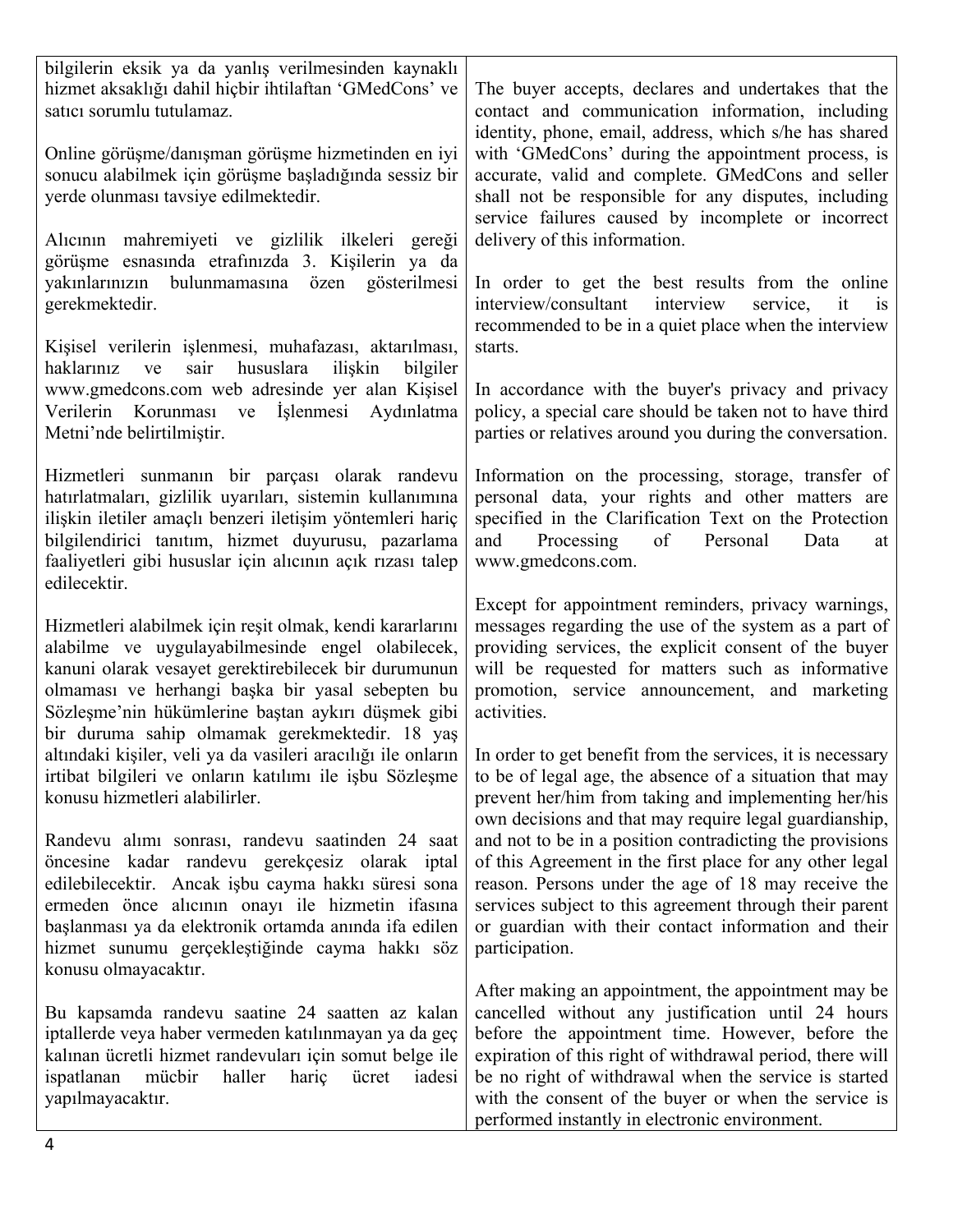| | |
|---|---|
| bilgilerin eksik ya da yanlış verilmesinden kaynaklı hizmet aksaklığı dahil hiçbir ihtilaftan 'GMedCons' ve satıcı sorumlu tutulamaz.<br><br>Online görüşme/danışman görüşme hizmetinden en iyi sonucu alabilmek için görüşme başladığında sessiz bir yerde olunması tavsiye edilmektedir.<br><br>Alıcının mahremiyeti ve gizlilik ilkeleri gereği görüşme esnasında etrafınızda 3. Kişilerin ya da yakınlarınızın bulunmamasına özen gösterilmesi gerekmektedir.<br><br>Kişisel verilerin işlenmesi, muhafazası, aktarılması, haklarınız ve sair hususlara ilişkin bilgiler www.gmedcons.com web adresinde yer alan Kişisel Verilerin Korunması ve İşlenmesi Aydınlatma Metni'nde belirtilmiştir.<br><br>Hizmetleri sunmanın bir parçası olarak randevu hatırlatmaları, gizlilik uyarıları, sistemin kullanımına ilişkin iletiler amaçlı benzeri iletişim yöntemleri hariç bilgilendirici tanıtım, hizmet duyurusu, pazarlama faaliyetleri gibi hususlar için alıcının açık rızası talep edilecektir.<br><br>Hizmetleri alabilmek için reşit olmak, kendi kararlarını alabilme ve uygulayabilmesinde engel olabilecek, kanuni olarak vesayet gerektirebilecek bir durumunun olmaması ve herhangi başka bir yasal sebepten bu Sözleşme'nin hükümlerine baştan aykırı düşmek gibi bir duruma sahip olmamak gerekmektedir. 18 yaş altındaki kişiler, veli ya da vasileri aracılığı ile onların irtibat bilgileri ve onların katılımı ile işbu Sözleşme konusu hizmetleri alabilirler.<br><br>Randevu alımı sonrası, randevu saatinden 24 saat öncesine kadar randevu gerekçesiz olarak iptal edilebilecektir. Ancak işbu cayma hakkı süresi sona ermeden önce alıcının onayı ile hizmetin ifasına başlanması ya da elektronik ortamda anında ifa edilen hizmet sunumu gerçekleştiğinde cayma hakkı söz konusu olmayacaktır.<br><br>Bu kapsamda randevu saatine 24 saatten az kalan iptallerde veya haber vermeden katılınmayan ya da geç kalınan ücretli hizmet randevuları için somut belge ile ispatlanan mücbir haller hariç ücret iadesi yapılmayacaktır. | The buyer accepts, declares and undertakes that the contact and communication information, including identity, phone, email, address, which s/he has shared with 'GMedCons' during the appointment process, is accurate, valid and complete. GMedCons and seller shall not be responsible for any disputes, including service failures caused by incomplete or incorrect delivery of this information.<br><br>In order to get the best results from the online interview/consultant interview service, it is recommended to be in a quiet place when the interview starts.<br><br>In accordance with the buyer's privacy and privacy policy, a special care should be taken not to have third parties or relatives around you during the conversation.<br><br>Information on the processing, storage, transfer of personal data, your rights and other matters are specified in the Clarification Text on the Protection and Processing of Personal Data at www.gmedcons.com.<br><br>Except for appointment reminders, privacy warnings, messages regarding the use of the system as a part of providing services, the explicit consent of the buyer will be requested for matters such as informative promotion, service announcement, and marketing activities.<br><br>In order to get benefit from the services, it is necessary to be of legal age, the absence of a situation that may prevent her/him from taking and implementing her/his own decisions and that may require legal guardianship, and not to be in a position contradicting the provisions of this Agreement in the first place for any other legal reason. Persons under the age of 18 may receive the services subject to this agreement through their parent or guardian with their contact information and their participation.<br><br>After making an appointment, the appointment may be cancelled without any justification until 24 hours before the appointment time. However, before the expiration of this right of withdrawal period, there will be no right of withdrawal when the service is started with the consent of the buyer or when the service is performed instantly in electronic environment. |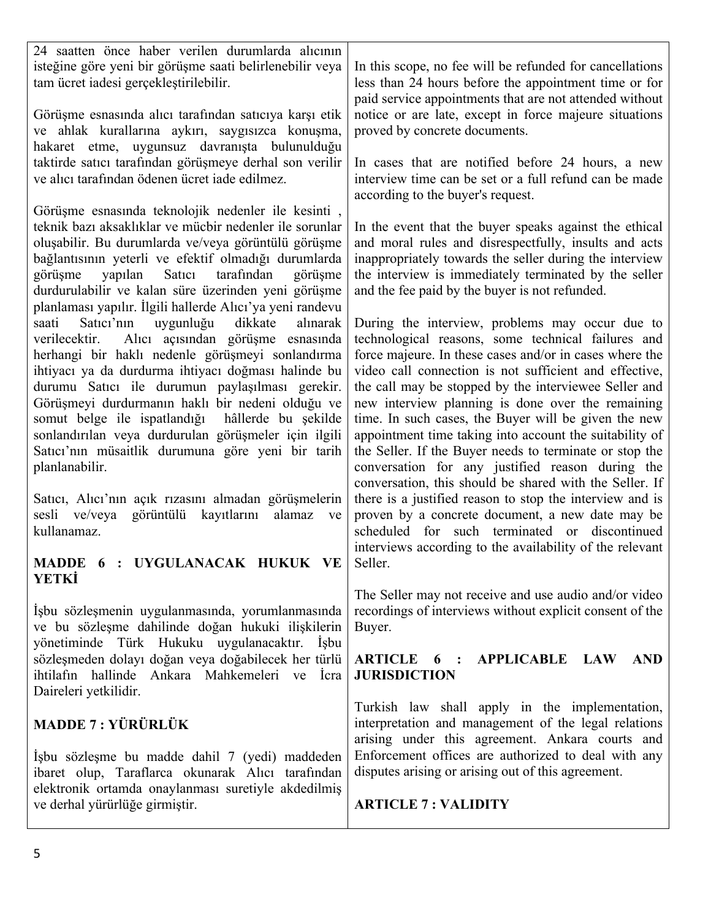24 saatten önce haber verilen durumlarda alıcının isteğine göre yeni bir görüşme saati belirlenebilir veya tam ücret iadesi gerçekleştirilebilir.

Görüşme esnasında alıcı tarafından satıcıya karşı etik ve ahlak kurallarına aykırı, saygısızca konuşma, hakaret etme, uygunsuz davranışta bulunulduğu taktirde satıcı tarafından görüşmeye derhal son verilir ve alıcı tarafından ödenen ücret iade edilmez.

Görüşme esnasında teknolojik nedenler ile kesinti , teknik bazı aksaklıklar ve mücbir nedenler ile sorunlar oluşabilir. Bu durumlarda ve/veya görüntülü görüşme bağlantısının yeterli ve efektif olmadığı durumlarda görüşme yapılan Satıcı tarafından görüşme durdurulabilir ve kalan süre üzerinden yeni görüşme planlaması yapılır. İlgili hallerde Alıcı'ya yeni randevu saati Satıcı'nın uygunluğu dikkate alınarak verilecektir. Alıcı açısından görüşme esnasında herhangi bir haklı nedenle görüşmeyi sonlandırma ihtiyacı ya da durdurma ihtiyacı doğması halinde bu durumu Satıcı ile durumun paylaşılması gerekir. Görüşmeyi durdurmanın haklı bir nedeni olduğu ve somut belge ile ispatlandığı hâllerde bu şekilde sonlandırılan veya durdurulan görüşmeler için ilgili Satıcı'nın müsaitlik durumuna göre yeni bir tarih planlanabilir.

Satıcı, Alıcı'nın açık rızasını almadan görüşmelerin sesli ve/veya görüntülü kayıtlarını alamaz ve kullanamaz.

**MADDE 6 : UYGULANACAK HUKUK VE YETKİ**

İşbu sözleşmenin uygulanmasında, yorumlanmasında ve bu sözleşme dahilinde doğan hukuki ilişkilerin yönetiminde Türk Hukuku uygulanacaktır. İşbu sözleşmeden dolayı doğan veya doğabilecek her türlü ihtilafın hallinde Ankara Mahkemeleri ve İcra Daireleri yetkilidir.

**MADDE 7 : YÜRÜRLÜK**

İşbu sözleşme bu madde dahil 7 (yedi) maddeden ibaret olup, Taraflarca okunarak Alıcı tarafından elektronik ortamda onaylanması suretiyle akdedilmiş ve derhal yürürlüğe girmiştir.

In this scope, no fee will be refunded for cancellations less than 24 hours before the appointment time or for paid service appointments that are not attended without notice or are late, except in force majeure situations proved by concrete documents.

In cases that are notified before 24 hours, a new interview time can be set or a full refund can be made according to the buyer's request.

In the event that the buyer speaks against the ethical and moral rules and disrespectfully, insults and acts inappropriately towards the seller during the interview the interview is immediately terminated by the seller and the fee paid by the buyer is not refunded.

During the interview, problems may occur due to technological reasons, some technical failures and force majeure. In these cases and/or in cases where the video call connection is not sufficient and effective, the call may be stopped by the interviewee Seller and new interview planning is done over the remaining time. In such cases, the Buyer will be given the new appointment time taking into account the suitability of the Seller. If the Buyer needs to terminate or stop the conversation for any justified reason during the conversation, this should be shared with the Seller. If there is a justified reason to stop the interview and is proven by a concrete document, a new date may be scheduled for such terminated or discontinued interviews according to the availability of the relevant Seller.

The Seller may not receive and use audio and/or video recordings of interviews without explicit consent of the Buyer.

**ARTICLE 6 : APPLICABLE LAW AND JURISDICTION**

Turkish law shall apply in the implementation, interpretation and management of the legal relations arising under this agreement. Ankara courts and Enforcement offices are authorized to deal with any disputes arising or arising out of this agreement.

**ARTICLE 7 : VALIDITY**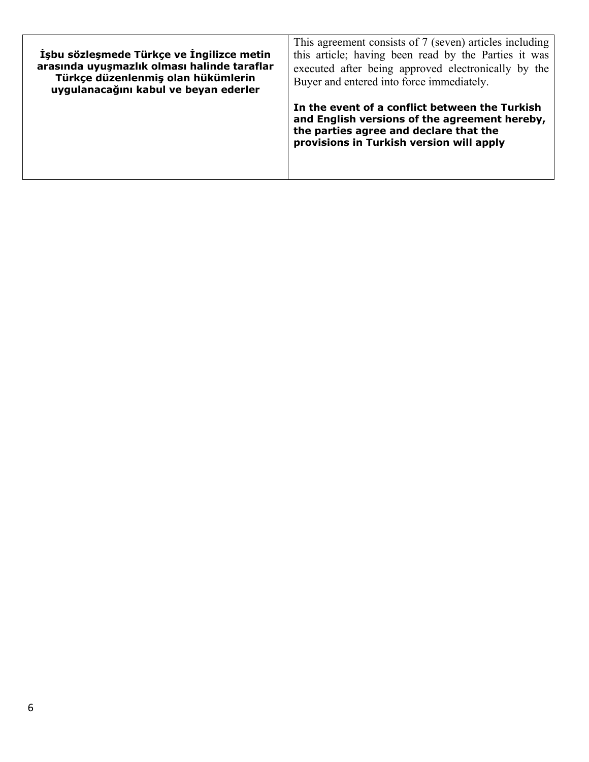| | |
|---|---|
| **İşbu sözleşmede Türkçe ve İngilizce metin arasında uyuşmazlık olması halinde taraflar Türkçe düzenlenmiş olan hükümlerin uygulanacağını kabul ve beyan ederler** | This agreement consists of 7 (seven) articles including this article; having been read by the Parties it was executed after being approved electronically by the Buyer and entered into force immediately.<br><br>**In the event of a conflict between the Turkish and English versions of the agreement hereby, the parties agree and declare that the provisions in Turkish version will apply** |